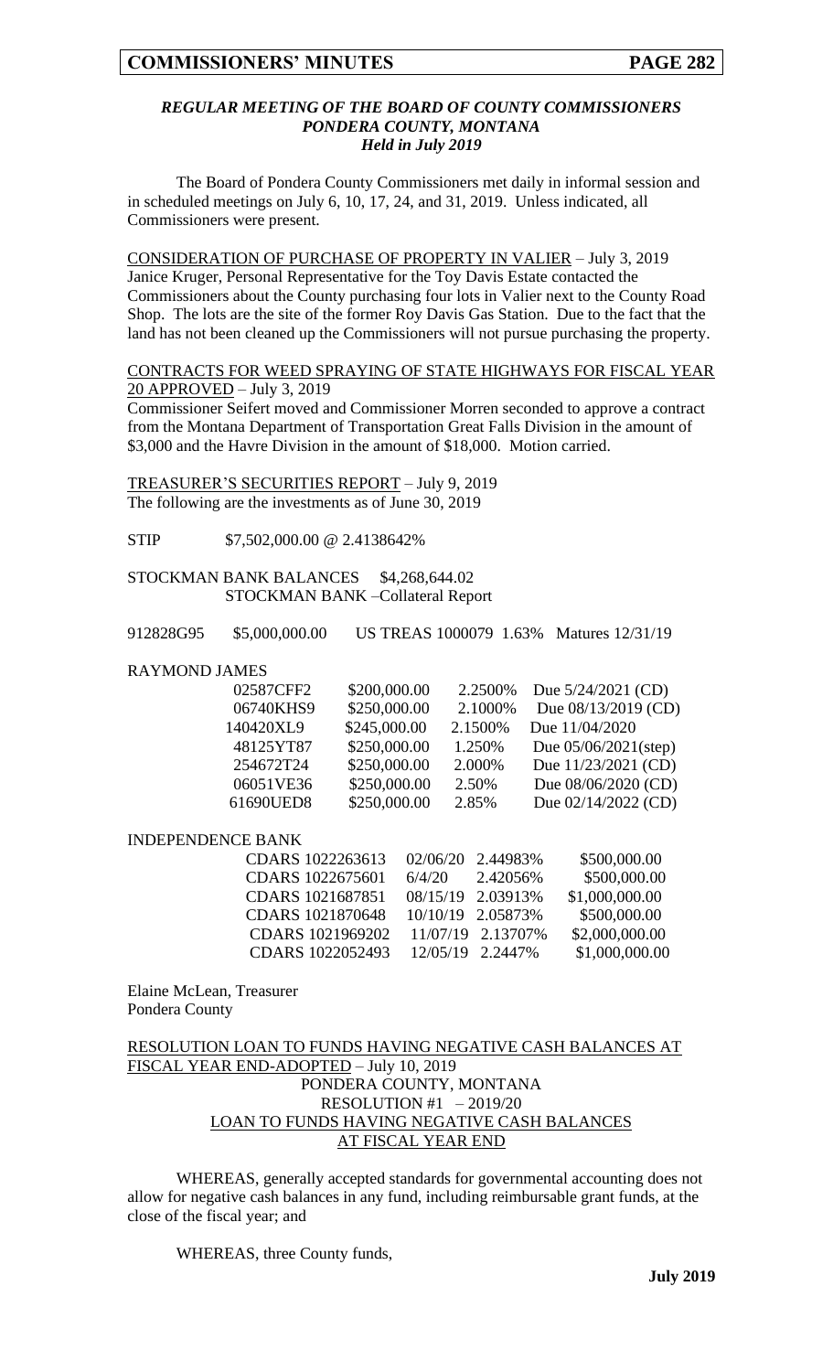### *REGULAR MEETING OF THE BOARD OF COUNTY COMMISSIONERS*
### *PONDERA COUNTY, MONTANA*
### *Held in July 2019*

The Board of Pondera County Commissioners met daily in informal session and in scheduled meetings on July 6, 10, 17, 24, and 31, 2019. Unless indicated, all Commissioners were present.

CONSIDERATION OF PURCHASE OF PROPERTY IN VALIER – July 3, 2019
Janice Kruger, Personal Representative for the Toy Davis Estate contacted the Commissioners about the County purchasing four lots in Valier next to the County Road Shop. The lots are the site of the former Roy Davis Gas Station. Due to the fact that the land has not been cleaned up the Commissioners will not pursue purchasing the property.

CONTRACTS FOR WEED SPRAYING OF STATE HIGHWAYS FOR FISCAL YEAR 20 APPROVED – July 3, 2019
Commissioner Seifert moved and Commissioner Morren seconded to approve a contract from the Montana Department of Transportation Great Falls Division in the amount of $3,000 and the Havre Division in the amount of $18,000. Motion carried.

TREASURER'S SECURITIES REPORT – July 9, 2019
The following are the investments as of June 30, 2019

STIP $7,502,000.00 @ 2.4138642%

STOCKMAN BANK BALANCES $4,268,644.02
STOCKMAN BANK –Collateral Report

| | | | | |
|---|---|---|---|---|
| 912828G95 | $5,000,000.00 | US TREAS 1000079 | 1.63% | Matures 12/31/19 |

RAYMOND JAMES

| | | | |
|---|---|---|---|
| 02587CFF2 | $200,000.00 | 2.2500% | Due 5/24/2021 (CD) |
| 06740KHS9 | $250,000.00 | 2.1000% | Due 08/13/2019 (CD) |
| 140420XL9 | $245,000.00 | 2.1500% | Due 11/04/2020 |
| 48125YT87 | $250,000.00 | 1.250% | Due 05/06/2021(step) |
| 254672T24 | $250,000.00 | 2.000% | Due 11/23/2021 (CD) |
| 06051VE36 | $250,000.00 | 2.50% | Due 08/06/2020 (CD) |
| 61690UED8 | $250,000.00 | 2.85% | Due 02/14/2022 (CD) |

INDEPENDENCE BANK

| | | | |
|---|---|---|---|
| CDARS 1022263613 | 02/06/20 | 2.44983% | $500,000.00 |
| CDARS 1022675601 | 6/4/20 | 2.42056% | $500,000.00 |
| CDARS 1021687851 | 08/15/19 | 2.03913% | $1,000,000.00 |
| CDARS 1021870648 | 10/10/19 | 2.05873% | $500,000.00 |
| CDARS 1021969202 | 11/07/19 | 2.13707% | $2,000,000.00 |
| CDARS 1022052493 | 12/05/19 | 2.2447% | $1,000,000.00 |

Elaine McLean, Treasurer
Pondera County

RESOLUTION LOAN TO FUNDS HAVING NEGATIVE CASH BALANCES AT FISCAL YEAR END-ADOPTED – July 10, 2019

PONDERA COUNTY, MONTANA
RESOLUTION #1 – 2019/20
LOAN TO FUNDS HAVING NEGATIVE CASH BALANCES AT FISCAL YEAR END

WHEREAS, generally accepted standards for governmental accounting does not allow for negative cash balances in any fund, including reimbursable grant funds, at the close of the fiscal year; and

WHEREAS, three County funds,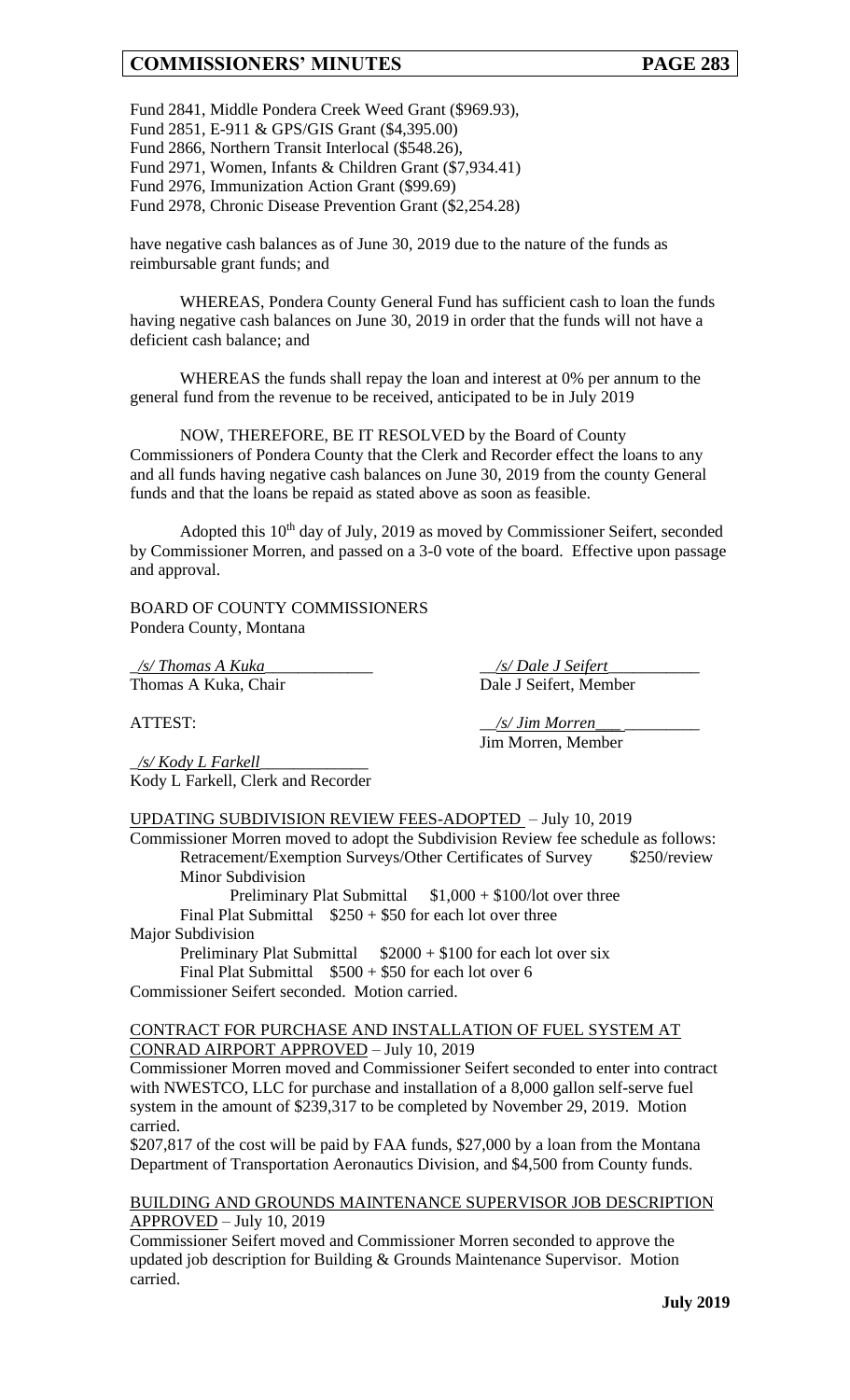Fund 2841, Middle Pondera Creek Weed Grant ($969.93),
Fund 2851, E-911 & GPS/GIS Grant ($4,395.00)
Fund 2866, Northern Transit Interlocal ($548.26),
Fund 2971, Women, Infants & Children Grant ($7,934.41)
Fund 2976, Immunization Action Grant ($99.69)
Fund 2978, Chronic Disease Prevention Grant ($2,254.28)

have negative cash balances as of June 30, 2019 due to the nature of the funds as reimbursable grant funds; and

WHEREAS, Pondera County General Fund has sufficient cash to loan the funds having negative cash balances on June 30, 2019 in order that the funds will not have a deficient cash balance; and

WHEREAS the funds shall repay the loan and interest at 0% per annum to the general fund from the revenue to be received, anticipated to be in July 2019

NOW, THEREFORE, BE IT RESOLVED by the Board of County Commissioners of Pondera County that the Clerk and Recorder effect the loans to any and all funds having negative cash balances on June 30, 2019 from the county General funds and that the loans be repaid as stated above as soon as feasible.

Adopted this 10th day of July, 2019 as moved by Commissioner Seifert, seconded by Commissioner Morren, and passed on a 3-0 vote of the board. Effective upon passage and approval.

BOARD OF COUNTY COMMISSIONERS
Pondera County, Montana

*/s/ Thomas A Kuka*
Thomas A Kuka, Chair

*/s/ Dale J Seifert*
Dale J Seifert, Member

ATTEST:

*/s/ Jim Morren*
Jim Morren, Member

*/s/ Kody L Farkell*
Kody L Farkell, Clerk and Recorder

UPDATING SUBDIVISION REVIEW FEES-ADOPTED – July 10, 2019

Commissioner Morren moved to adopt the Subdivision Review fee schedule as follows:

Retracement/Exemption Surveys/Other Certificates of Survey $250/review

Minor Subdivision
- Preliminary Plat Submittal $1,000 + $100/lot over three
- Final Plat Submittal $250 + $50 for each lot over three

Major Subdivision
- Preliminary Plat Submittal $2000 + $100 for each lot over six
- Final Plat Submittal $500 + $50 for each lot over 6

Commissioner Seifert seconded. Motion carried.

CONTRACT FOR PURCHASE AND INSTALLATION OF FUEL SYSTEM AT CONRAD AIRPORT APPROVED – July 10, 2019

Commissioner Morren moved and Commissioner Seifert seconded to enter into contract with NWESTCO, LLC for purchase and installation of a 8,000 gallon self-serve fuel system in the amount of $239,317 to be completed by November 29, 2019. Motion carried.

$207,817 of the cost will be paid by FAA funds, $27,000 by a loan from the Montana Department of Transportation Aeronautics Division, and $4,500 from County funds.

BUILDING AND GROUNDS MAINTENANCE SUPERVISOR JOB DESCRIPTION APPROVED – July 10, 2019

Commissioner Seifert moved and Commissioner Morren seconded to approve the updated job description for Building & Grounds Maintenance Supervisor. Motion carried.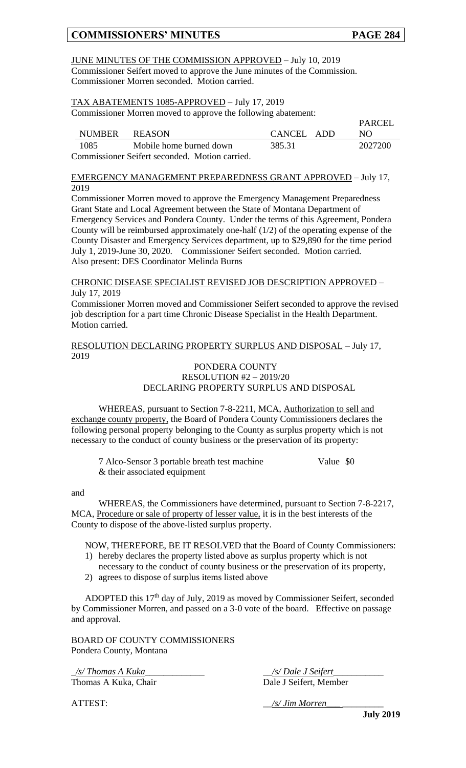JUNE MINUTES OF THE COMMISSION APPROVED – July 10, 2019
Commissioner Seifert moved to approve the June minutes of the Commission. Commissioner Morren seconded. Motion carried.

TAX ABATEMENTS 1085-APPROVED – July 17, 2019
Commissioner Morren moved to approve the following abatement:

| NUMBER | REASON | CANCEL | ADD | PARCEL NO |
|---|---|---|---|---|
| 1085 | Mobile home burned down | 385.31 | | 2027200 |

Commissioner Seifert seconded. Motion carried.

EMERGENCY MANAGEMENT PREPAREDNESS GRANT APPROVED – July 17, 2019
Commissioner Morren moved to approve the Emergency Management Preparedness Grant State and Local Agreement between the State of Montana Department of Emergency Services and Pondera County. Under the terms of this Agreement, Pondera County will be reimbursed approximately one-half (1/2) of the operating expense of the County Disaster and Emergency Services department, up to $29,890 for the time period July 1, 2019-June 30, 2020. Commissioner Seifert seconded. Motion carried.
Also present: DES Coordinator Melinda Burns

CHRONIC DISEASE SPECIALIST REVISED JOB DESCRIPTION APPROVED – July 17, 2019
Commissioner Morren moved and Commissioner Seifert seconded to approve the revised job description for a part time Chronic Disease Specialist in the Health Department. Motion carried.

RESOLUTION DECLARING PROPERTY SURPLUS AND DISPOSAL – July 17, 2019

PONDERA COUNTY
RESOLUTION #2 – 2019/20
DECLARING PROPERTY SURPLUS AND DISPOSAL

WHEREAS, pursuant to Section 7-8-2211, MCA, Authorization to sell and exchange county property, the Board of Pondera County Commissioners declares the following personal property belonging to the County as surplus property which is not necessary to the conduct of county business or the preservation of its property:

7 Alco-Sensor 3 portable breath test machine & their associated equipment — Value $0

and

WHEREAS, the Commissioners have determined, pursuant to Section 7-8-2217, MCA, Procedure or sale of property of lesser value, it is in the best interests of the County to dispose of the above-listed surplus property.

NOW, THEREFORE, BE IT RESOLVED that the Board of County Commissioners:

1) hereby declares the property listed above as surplus property which is not necessary to the conduct of county business or the preservation of its property,
2) agrees to dispose of surplus items listed above

ADOPTED this 17th day of July, 2019 as moved by Commissioner Seifert, seconded by Commissioner Morren, and passed on a 3-0 vote of the board. Effective on passage and approval.

BOARD OF COUNTY COMMISSIONERS
Pondera County, Montana

*/s/ Thomas A Kuka*
Thomas A Kuka, Chair

*/s/ Dale J Seifert*
Dale J Seifert, Member

ATTEST:

*/s/ Jim Morren*

July 2019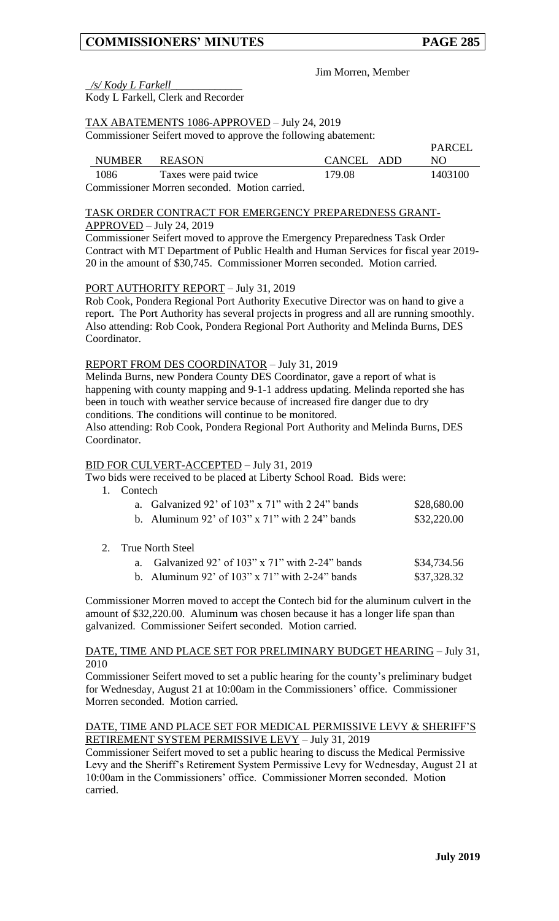Jim Morren, Member

_/s/ Kody L Farkell_

Kody L Farkell, Clerk and Recorder

TAX ABATEMENTS 1086-APPROVED – July 24, 2019

Commissioner Seifert moved to approve the following abatement:

| NUMBER | REASON | CANCEL | ADD | PARCEL NO |
|---|---|---|---|---|
| 1086 | Taxes were paid twice | 179.08 | | 1403100 |

Commissioner Morren seconded. Motion carried.

TASK ORDER CONTRACT FOR EMERGENCY PREPAREDNESS GRANT-APPROVED – July 24, 2019

Commissioner Seifert moved to approve the Emergency Preparedness Task Order Contract with MT Department of Public Health and Human Services for fiscal year 2019-20 in the amount of $30,745. Commissioner Morren seconded. Motion carried.

PORT AUTHORITY REPORT – July 31, 2019

Rob Cook, Pondera Regional Port Authority Executive Director was on hand to give a report. The Port Authority has several projects in progress and all are running smoothly. Also attending: Rob Cook, Pondera Regional Port Authority and Melinda Burns, DES Coordinator.

REPORT FROM DES COORDINATOR – July 31, 2019

Melinda Burns, new Pondera County DES Coordinator, gave a report of what is happening with county mapping and 9-1-1 address updating. Melinda reported she has been in touch with weather service because of increased fire danger due to dry conditions. The conditions will continue to be monitored.

Also attending: Rob Cook, Pondera Regional Port Authority and Melinda Burns, DES Coordinator.

BID FOR CULVERT-ACCEPTED – July 31, 2019

Two bids were received to be placed at Liberty School Road. Bids were:

1. Contech
   a. Galvanized 92' of 103" x 71" with 2 24" bands — $28,680.00
   b. Aluminum 92' of 103" x 71" with 2 24" bands — $32,220.00

2. True North Steel
   a. Galvanized 92' of 103" x 71" with 2-24" bands — $34,734.56
   b. Aluminum 92' of 103" x 71" with 2-24" bands — $37,328.32

Commissioner Morren moved to accept the Contech bid for the aluminum culvert in the amount of $32,220.00. Aluminum was chosen because it has a longer life span than galvanized. Commissioner Seifert seconded. Motion carried.

DATE, TIME AND PLACE SET FOR PRELIMINARY BUDGET HEARING – July 31, 2010

Commissioner Seifert moved to set a public hearing for the county's preliminary budget for Wednesday, August 21 at 10:00am in the Commissioners' office. Commissioner Morren seconded. Motion carried.

DATE, TIME AND PLACE SET FOR MEDICAL PERMISSIVE LEVY & SHERIFF'S RETIREMENT SYSTEM PERMISSIVE LEVY – July 31, 2019

Commissioner Seifert moved to set a public hearing to discuss the Medical Permissive Levy and the Sheriff's Retirement System Permissive Levy for Wednesday, August 21 at 10:00am in the Commissioners' office. Commissioner Morren seconded. Motion carried.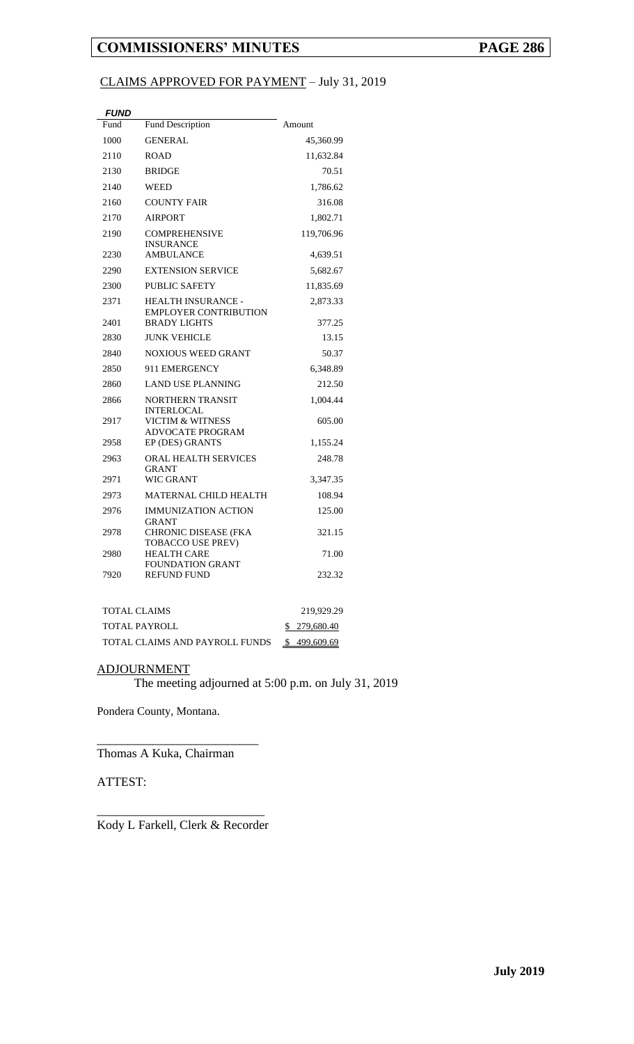## CLAIMS APPROVED FOR PAYMENT – July 31, 2019

***FUND***

| Fund | Fund Description | Amount |
|---|---|---|
| 1000 | GENERAL | 45,360.99 |
| 2110 | ROAD | 11,632.84 |
| 2130 | BRIDGE | 70.51 |
| 2140 | WEED | 1,786.62 |
| 2160 | COUNTY FAIR | 316.08 |
| 2170 | AIRPORT | 1,802.71 |
| 2190 | COMPREHENSIVE INSURANCE | 119,706.96 |
| 2230 | AMBULANCE | 4,639.51 |
| 2290 | EXTENSION SERVICE | 5,682.67 |
| 2300 | PUBLIC SAFETY | 11,835.69 |
| 2371 | HEALTH INSURANCE - EMPLOYER CONTRIBUTION | 2,873.33 |
| 2401 | BRADY LIGHTS | 377.25 |
| 2830 | JUNK VEHICLE | 13.15 |
| 2840 | NOXIOUS WEED GRANT | 50.37 |
| 2850 | 911 EMERGENCY | 6,348.89 |
| 2860 | LAND USE PLANNING | 212.50 |
| 2866 | NORTHERN TRANSIT INTERLOCAL | 1,004.44 |
| 2917 | VICTIM & WITNESS ADVOCATE PROGRAM | 605.00 |
| 2958 | EP (DES) GRANTS | 1,155.24 |
| 2963 | ORAL HEALTH SERVICES GRANT | 248.78 |
| 2971 | WIC GRANT | 3,347.35 |
| 2973 | MATERNAL CHILD HEALTH | 108.94 |
| 2976 | IMMUNIZATION ACTION GRANT | 125.00 |
| 2978 | CHRONIC DISEASE (FKA TOBACCO USE PREV) | 321.15 |
| 2980 | HEALTH CARE FOUNDATION GRANT | 71.00 |
| 7920 | REFUND FUND | 232.32 |

| | |
|---|---|
| TOTAL CLAIMS | 219,929.29 |
| TOTAL PAYROLL | $ 279,680.40 |
| TOTAL CLAIMS AND PAYROLL FUNDS | $ 499,609.69 |

## ADJOURNMENT

The meeting adjourned at 5:00 p.m. on July 31, 2019

Pondera County, Montana.

\_\_\_\_\_\_\_\_\_\_\_\_\_\_\_\_\_\_\_\_\_\_\_\_\_\_

Thomas A Kuka, Chairman

ATTEST:

\_\_\_\_\_\_\_\_\_\_\_\_\_\_\_\_\_\_\_\_\_\_\_\_\_\_\_

Kody L Farkell, Clerk & Recorder